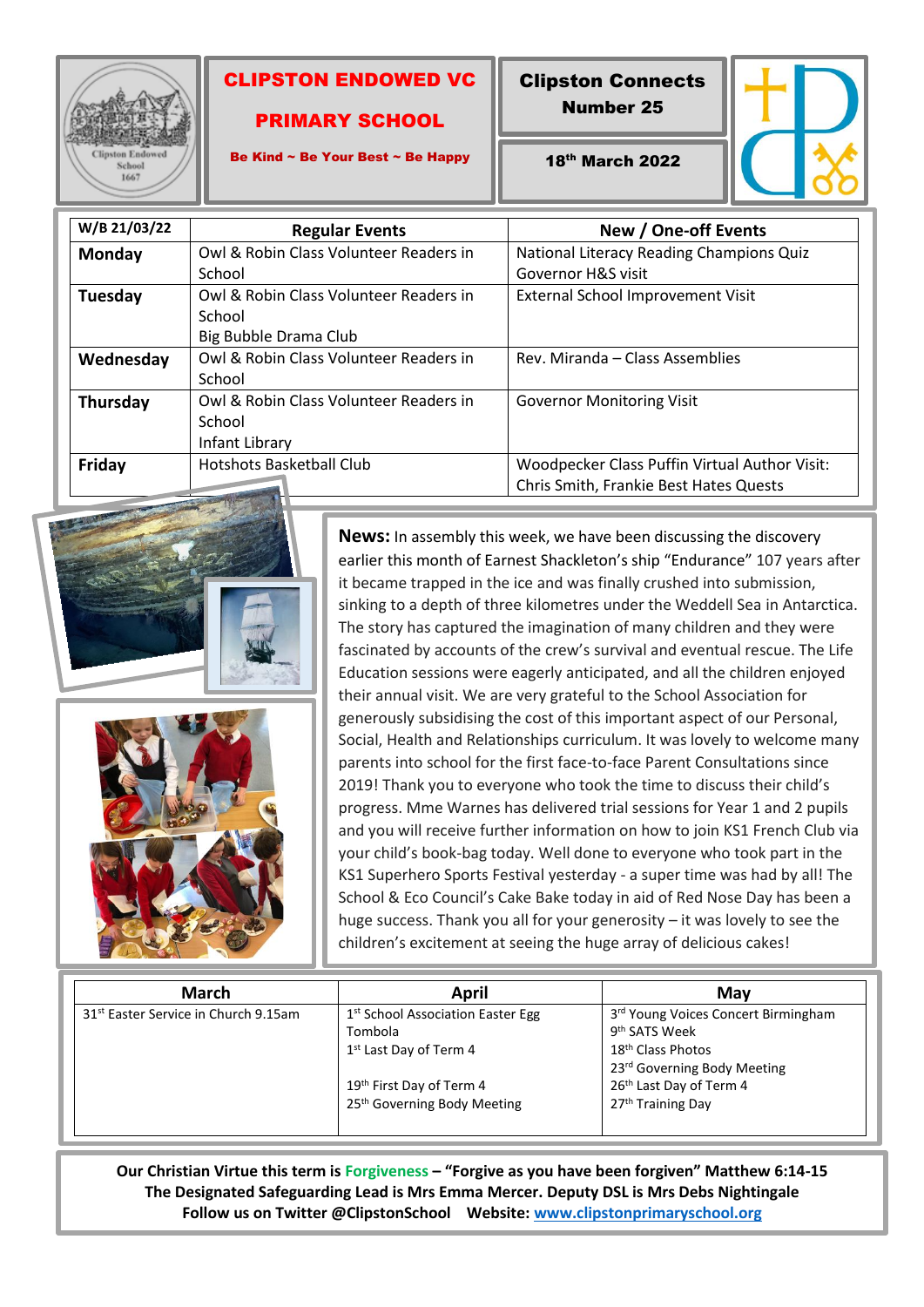# CLIPSTON ENDOWED VC PRIMARY SCHOOL

**Be Kind ~ Be Your Best ~ Be Happy**

## Clipston Connects Number 25

**18th March 2022**

| W/B 21/03/22 | Regular Events | New / One-off Events |
|---|---|---|
| **Monday** | Owl & Robin Class Volunteer Readers in School | National Literacy Reading Champions Quiz<br>Governor H&S visit |
| **Tuesday** | Owl & Robin Class Volunteer Readers in School<br>Big Bubble Drama Club | External School Improvement Visit |
| **Wednesday** | Owl & Robin Class Volunteer Readers in School | Rev. Miranda – Class Assemblies |
| **Thursday** | Owl & Robin Class Volunteer Readers in School<br>Infant Library | Governor Monitoring Visit |
| **Friday** | Hotshots Basketball Club | Woodpecker Class Puffin Virtual Author Visit: Chris Smith, Frankie Best Hates Quests |

**News:** In assembly this week, we have been discussing the discovery earlier this month of Earnest Shackleton's ship "Endurance" 107 years after it became trapped in the ice and was finally crushed into submission, sinking to a depth of three kilometres under the Weddell Sea in Antarctica. The story has captured the imagination of many children and they were fascinated by accounts of the crew's survival and eventual rescue. The Life Education sessions were eagerly anticipated, and all the children enjoyed their annual visit. We are very grateful to the School Association for generously subsidising the cost of this important aspect of our Personal, Social, Health and Relationships curriculum. It was lovely to welcome many parents into school for the first face-to-face Parent Consultations since 2019! Thank you to everyone who took the time to discuss their child's progress. Mme Warnes has delivered trial sessions for Year 1 and 2 pupils and you will receive further information on how to join KS1 French Club via your child's book-bag today. Well done to everyone who took part in the KS1 Superhero Sports Festival yesterday - a super time was had by all! The School & Eco Council's Cake Bake today in aid of Red Nose Day has been a huge success. Thank you all for your generosity – it was lovely to see the children's excitement at seeing the huge array of delicious cakes!

| March | April | May |
|---|---|---|
| 31st Easter Service in Church 9.15am | 1st School Association Easter Egg Tombola<br>1st Last Day of Term 4<br><br>19th First Day of Term 4<br>25th Governing Body Meeting | 3rd Young Voices Concert Birmingham<br>9th SATS Week<br>18th Class Photos<br>23rd Governing Body Meeting<br>26th Last Day of Term 4<br>27th Training Day |

**Our Christian Virtue this term is Forgiveness – "Forgive as you have been forgiven" Matthew 6:14-15**
**The Designated Safeguarding Lead is Mrs Emma Mercer. Deputy DSL is Mrs Debs Nightingale**
**Follow us on Twitter @ClipstonSchool Website: [www.clipstonprimaryschool.org](http://www.clipstonprimaryschool.org)**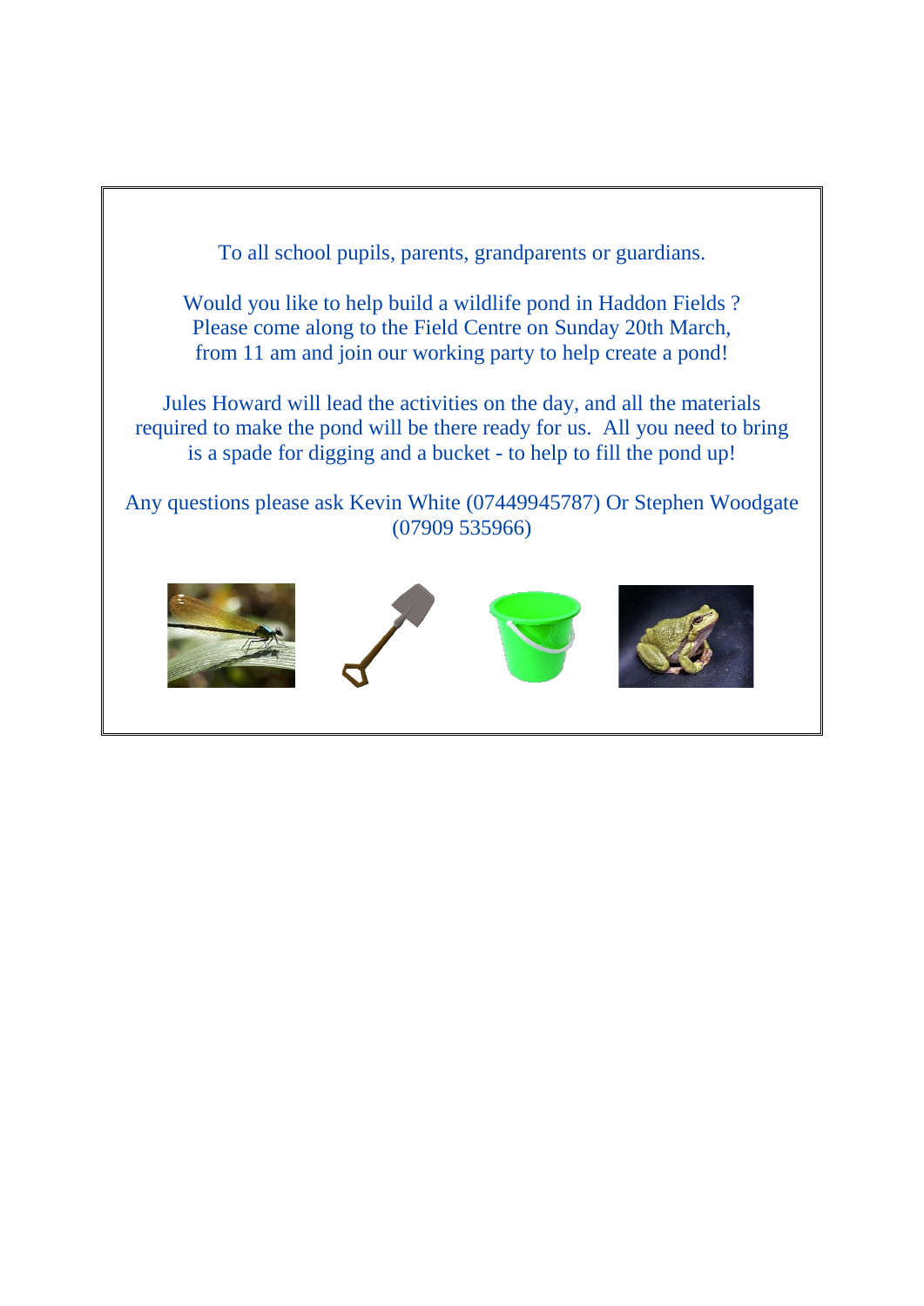To all school pupils, parents, grandparents or guardians.

Would you like to help build a wildlife pond in Haddon Fields ?
Please come along to the Field Centre on Sunday 20th March,
from 11 am and join our working party to help create a pond!

Jules Howard will lead the activities on the day, and all the materials required to make the pond will be there ready for us. All you need to bring is a spade for digging and a bucket - to help to fill the pond up!

Any questions please ask Kevin White (07449945787) Or Stephen Woodgate (07909 535966)